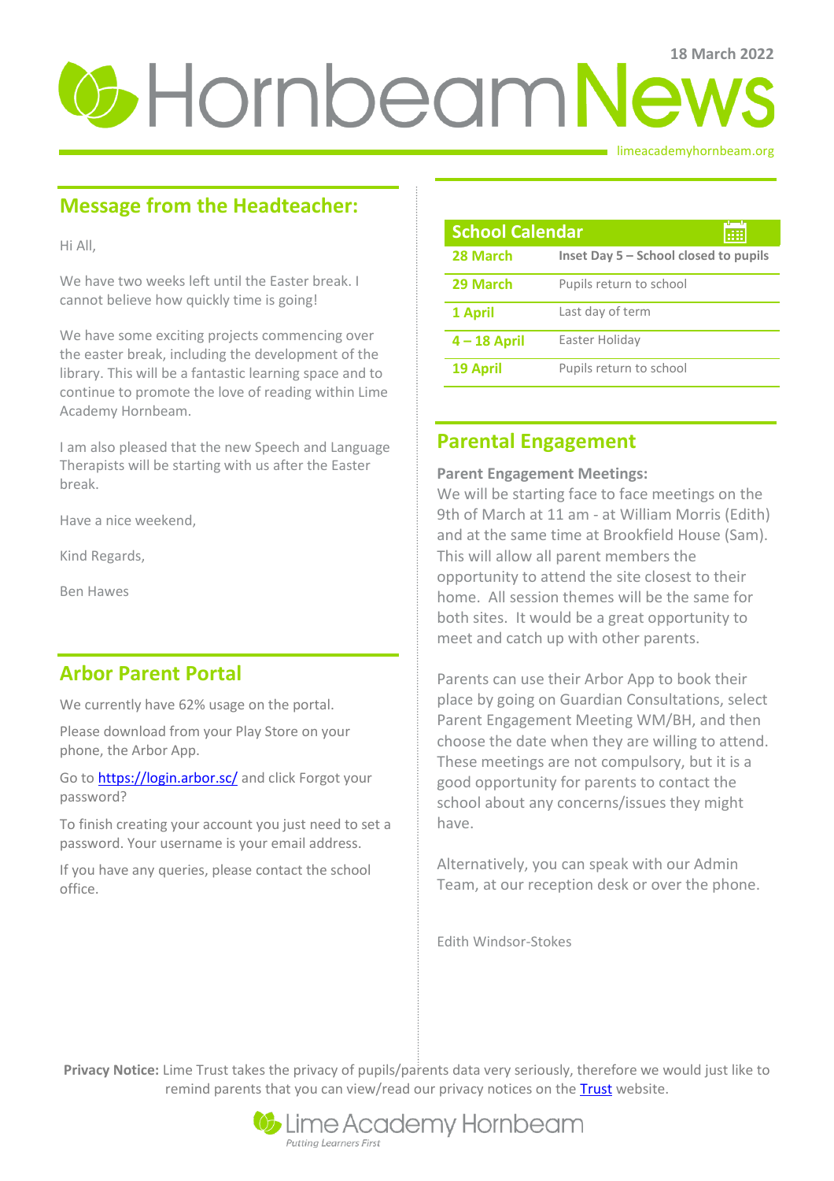18 March 2022

# Hornbeam News

limeacademyhornbeam.org

## Message from the Headteacher:

Hi All,

We have two weeks left until the Easter break. I cannot believe how quickly time is going!

We have some exciting projects commencing over the easter break, including the development of the library. This will be a fantastic learning space and to continue to promote the love of reading within Lime Academy Hornbeam.

I am also pleased that the new Speech and Language Therapists will be starting with us after the Easter break.

Have a nice weekend,

Kind Regards,

Ben Hawes

## Arbor Parent Portal

We currently have 62% usage on the portal.

Please download from your Play Store on your phone, the Arbor App.

Go to https://login.arbor.sc/ and click Forgot your password?

To finish creating your account you just need to set a password. Your username is your email address.

If you have any queries, please contact the school office.

## School Calendar

| | |
|---|---|
| **28 March** | **Inset Day 5 – School closed to pupils** |
| **29 March** | Pupils return to school |
| **1 April** | Last day of term |
| **4 – 18 April** | Easter Holiday |
| **19 April** | Pupils return to school |

## Parental Engagement

**Parent Engagement Meetings:**

We will be starting face to face meetings on the 9th of March at 11 am - at William Morris (Edith) and at the same time at Brookfield House (Sam). This will allow all parent members the opportunity to attend the site closest to their home. All session themes will be the same for both sites. It would be a great opportunity to meet and catch up with other parents.

Parents can use their Arbor App to book their place by going on Guardian Consultations, select Parent Engagement Meeting WM/BH, and then choose the date when they are willing to attend. These meetings are not compulsory, but it is a good opportunity for parents to contact the school about any concerns/issues they might have.

Alternatively, you can speak with our Admin Team, at our reception desk or over the phone.

Edith Windsor-Stokes

**Privacy Notice:** Lime Trust takes the privacy of pupils/parents data very seriously, therefore we would just like to remind parents that you can view/read our privacy notices on the Trust website.

Lime Academy Hornbeam

*Putting Learners First*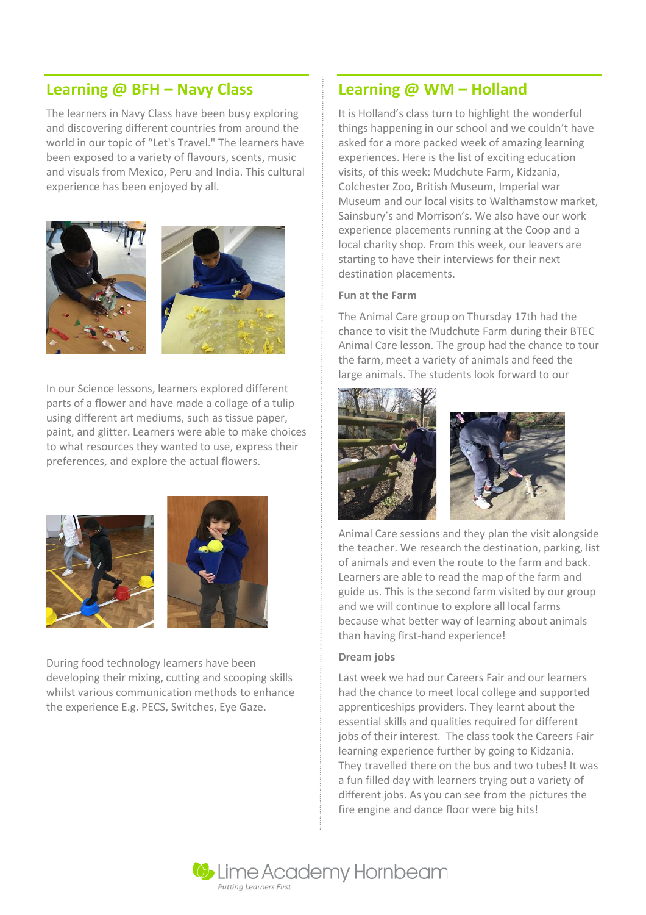## Learning @ BFH – Navy Class

The learners in Navy Class have been busy exploring and discovering different countries from around the world in our topic of "Let's Travel." The learners have been exposed to a variety of flavours, scents, music and visuals from Mexico, Peru and India. This cultural experience has been enjoyed by all.

In our Science lessons, learners explored different parts of a flower and have made a collage of a tulip using different art mediums, such as tissue paper, paint, and glitter. Learners were able to make choices to what resources they wanted to use, express their preferences, and explore the actual flowers.

During food technology learners have been developing their mixing, cutting and scooping skills whilst various communication methods to enhance the experience E.g. PECS, Switches, Eye Gaze.

## Learning @ WM – Holland

It is Holland's class turn to highlight the wonderful things happening in our school and we couldn't have asked for a more packed week of amazing learning experiences. Here is the list of exciting education visits, of this week: Mudchute Farm, Kidzania, Colchester Zoo, British Museum, Imperial war Museum and our local visits to Walthamstow market, Sainsbury's and Morrison's. We also have our work experience placements running at the Coop and a local charity shop. From this week, our leavers are starting to have their interviews for their next destination placements.

**Fun at the Farm**

The Animal Care group on Thursday 17th had the chance to visit the Mudchute Farm during their BTEC Animal Care lesson. The group had the chance to tour the farm, meet a variety of animals and feed the large animals. The students look forward to our Animal Care sessions and they plan the visit alongside the teacher. We research the destination, parking, list of animals and even the route to the farm and back. Learners are able to read the map of the farm and guide us. This is the second farm visited by our group and we will continue to explore all local farms because what better way of learning about animals than having first-hand experience!

**Dream jobs**

Last week we had our Careers Fair and our learners had the chance to meet local college and supported apprenticeships providers. They learnt about the essential skills and qualities required for different jobs of their interest. The class took the Careers Fair learning experience further by going to Kidzania. They travelled there on the bus and two tubes! It was a fun filled day with learners trying out a variety of different jobs. As you can see from the pictures the fire engine and dance floor were big hits!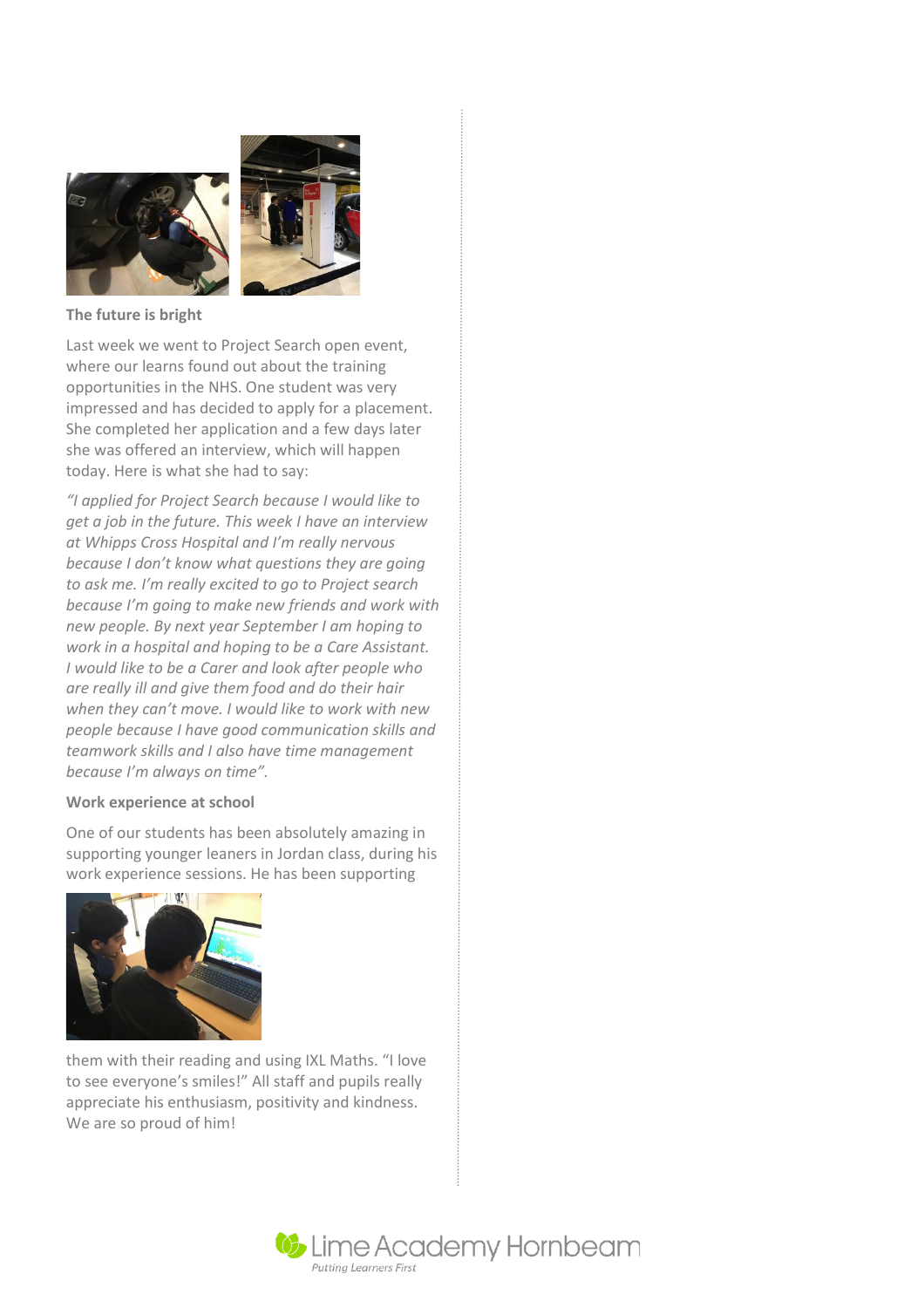### The future is bright

Last week we went to Project Search open event, where our learns found out about the training opportunities in the NHS. One student was very impressed and has decided to apply for a placement. She completed her application and a few days later she was offered an interview, which will happen today. Here is what she had to say:

*"I applied for Project Search because I would like to get a job in the future. This week I have an interview at Whipps Cross Hospital and I'm really nervous because I don't know what questions they are going to ask me. I'm really excited to go to Project search because I'm going to make new friends and work with new people. By next year September I am hoping to work in a hospital and hoping to be a Care Assistant. I would like to be a Carer and look after people who are really ill and give them food and do their hair when they can't move. I would like to work with new people because I have good communication skills and teamwork skills and I also have time management because I'm always on time".*

### Work experience at school

One of our students has been absolutely amazing in supporting younger leaners in Jordan class, during his work experience sessions. He has been supporting them with their reading and using IXL Maths. "I love to see everyone's smiles!" All staff and pupils really appreciate his enthusiasm, positivity and kindness. We are so proud of him!